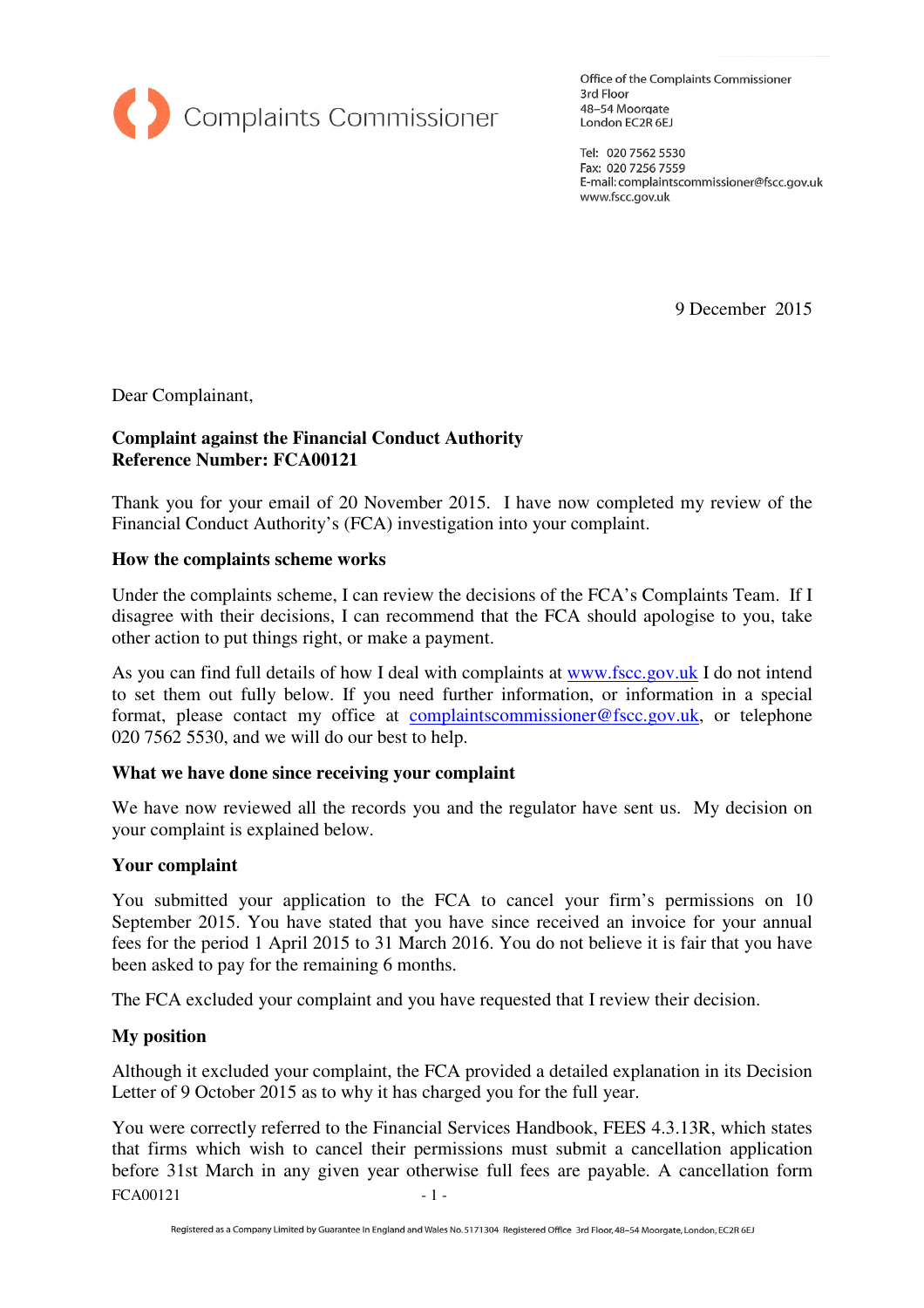Complaints Commissioner

Office of the Complaints Commissioner
3rd Floor
48–54 Moorgate
London EC2R 6EJ

Tel: 020 7562 5530
Fax: 020 7256 7559
E-mail: complaintscommissioner@fscc.gov.uk
www.fscc.gov.uk

9 December 2015

Dear Complainant,

**Complaint against the Financial Conduct Authority**
**Reference Number: FCA00121**

Thank you for your email of 20 November 2015. I have now completed my review of the Financial Conduct Authority's (FCA) investigation into your complaint.

**How the complaints scheme works**

Under the complaints scheme, I can review the decisions of the FCA's Complaints Team. If I disagree with their decisions, I can recommend that the FCA should apologise to you, take other action to put things right, or make a payment.

As you can find full details of how I deal with complaints at www.fscc.gov.uk I do not intend to set them out fully below. If you need further information, or information in a special format, please contact my office at complaintscommissioner@fscc.gov.uk, or telephone 020 7562 5530, and we will do our best to help.

**What we have done since receiving your complaint**

We have now reviewed all the records you and the regulator have sent us. My decision on your complaint is explained below.

**Your complaint**

You submitted your application to the FCA to cancel your firm's permissions on 10 September 2015. You have stated that you have since received an invoice for your annual fees for the period 1 April 2015 to 31 March 2016. You do not believe it is fair that you have been asked to pay for the remaining 6 months.

The FCA excluded your complaint and you have requested that I review their decision.

**My position**

Although it excluded your complaint, the FCA provided a detailed explanation in its Decision Letter of 9 October 2015 as to why it has charged you for the full year.

You were correctly referred to the Financial Services Handbook, FEES 4.3.13R, which states that firms which wish to cancel their permissions must submit a cancellation application before 31st March in any given year otherwise full fees are payable. A cancellation form

Registered as a Company Limited by Guarantee In England and Wales No. 5171304 Registered Office 3rd Floor, 48–54 Moorgate, London, EC2R 6EJ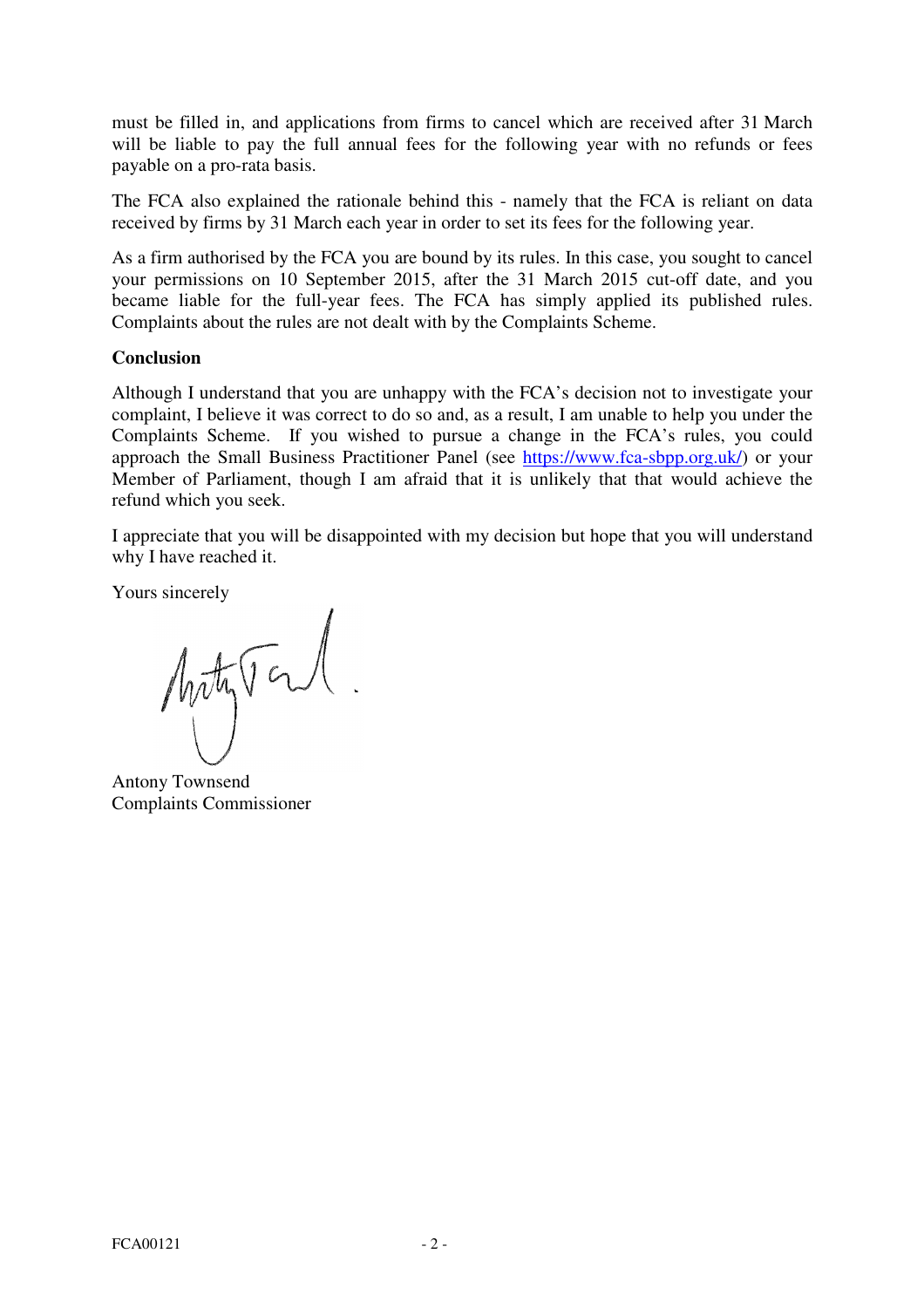must be filled in, and applications from firms to cancel which are received after 31 March will be liable to pay the full annual fees for the following year with no refunds or fees payable on a pro-rata basis.

The FCA also explained the rationale behind this - namely that the FCA is reliant on data received by firms by 31 March each year in order to set its fees for the following year.

As a firm authorised by the FCA you are bound by its rules. In this case, you sought to cancel your permissions on 10 September 2015, after the 31 March 2015 cut-off date, and you became liable for the full-year fees. The FCA has simply applied its published rules. Complaints about the rules are not dealt with by the Complaints Scheme.

**Conclusion**

Although I understand that you are unhappy with the FCA's decision not to investigate your complaint, I believe it was correct to do so and, as a result, I am unable to help you under the Complaints Scheme. If you wished to pursue a change in the FCA's rules, you could approach the Small Business Practitioner Panel (see [https://www.fca-sbpp.org.uk/](https://www.fca-sbpp.org.uk/)) or your Member of Parliament, though I am afraid that it is unlikely that that would achieve the refund which you seek.

I appreciate that you will be disappointed with my decision but hope that you will understand why I have reached it.

Yours sincerely

Antony Townsend
Complaints Commissioner

FCA00121